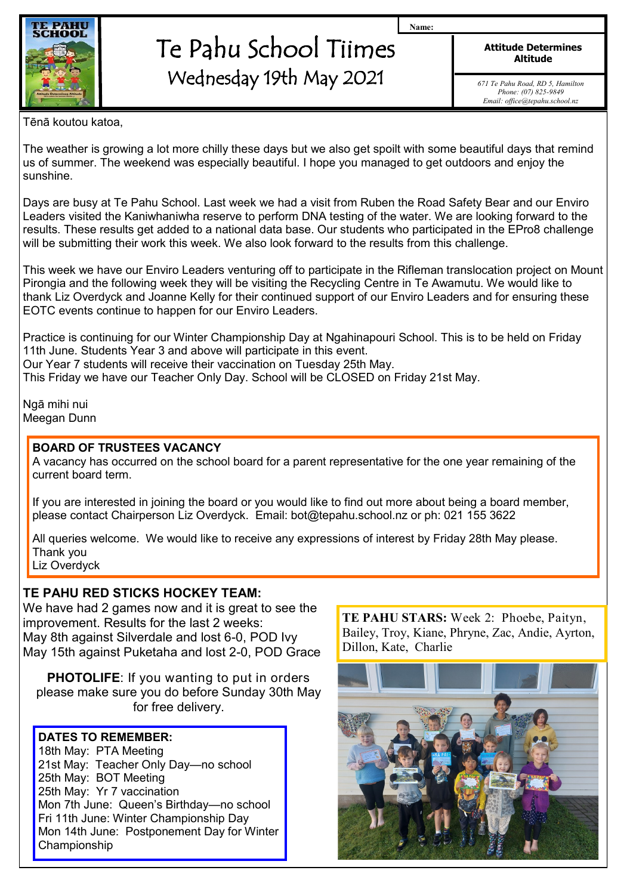# Te Pahu School Tiimes

## Wednesday 19th May 2021

Name:

**Attitude Determines Altitude**

*671 Te Pahu Road, RD 5, Hamilton*
*Phone: (07) 825-9849*
*Email: office@tepahu.school.nz*

Tēnā koutou katoa,

The weather is growing a lot more chilly these days but we also get spoilt with some beautiful days that remind us of summer. The weekend was especially beautiful. I hope you managed to get outdoors and enjoy the sunshine.

Days are busy at Te Pahu School. Last week we had a visit from Ruben the Road Safety Bear and our Enviro Leaders visited the Kaniwhaniwha reserve to perform DNA testing of the water. We are looking forward to the results. These results get added to a national data base. Our students who participated in the EPro8 challenge will be submitting their work this week. We also look forward to the results from this challenge.

This week we have our Enviro Leaders venturing off to participate in the Rifleman translocation project on Mount Pirongia and the following week they will be visiting the Recycling Centre in Te Awamutu. We would like to thank Liz Overdyck and Joanne Kelly for their continued support of our Enviro Leaders and for ensuring these EOTC events continue to happen for our Enviro Leaders.

Practice is continuing for our Winter Championship Day at Ngahinapouri School. This is to be held on Friday 11th June. Students Year 3 and above will participate in this event.
Our Year 7 students will receive their vaccination on Tuesday 25th May.
This Friday we have our Teacher Only Day. School will be CLOSED on Friday 21st May.

Ngā mihi nui
Meegan Dunn

**BOARD OF TRUSTEES VACANCY**
A vacancy has occurred on the school board for a parent representative for the one year remaining of the current board term.

If you are interested in joining the board or you would like to find out more about being a board member, please contact Chairperson Liz Overdyck. Email: bot@tepahu.school.nz or ph: 021 155 3622

All queries welcome. We would like to receive any expressions of interest by Friday 28th May please.
Thank you
Liz Overdyck

**TE PAHU RED STICKS HOCKEY TEAM:**
We have had 2 games now and it is great to see the improvement. Results for the last 2 weeks:
May 8th against Silverdale and lost 6-0, POD Ivy
May 15th against Puketaha and lost 2-0, POD Grace

**PHOTOLIFE**: If you wanting to put in orders please make sure you do before Sunday 30th May for free delivery.

**DATES TO REMEMBER:**
18th May: PTA Meeting
21st May: Teacher Only Day—no school
25th May: BOT Meeting
25th May: Yr 7 vaccination
Mon 7th June: Queen's Birthday—no school
Fri 11th June: Winter Championship Day
Mon 14th June: Postponement Day for Winter Championship

**TE PAHU STARS:** Week 2: Phoebe, Paityn, Bailey, Troy, Kiane, Phryne, Zac, Andie, Ayrton, Dillon, Kate, Charlie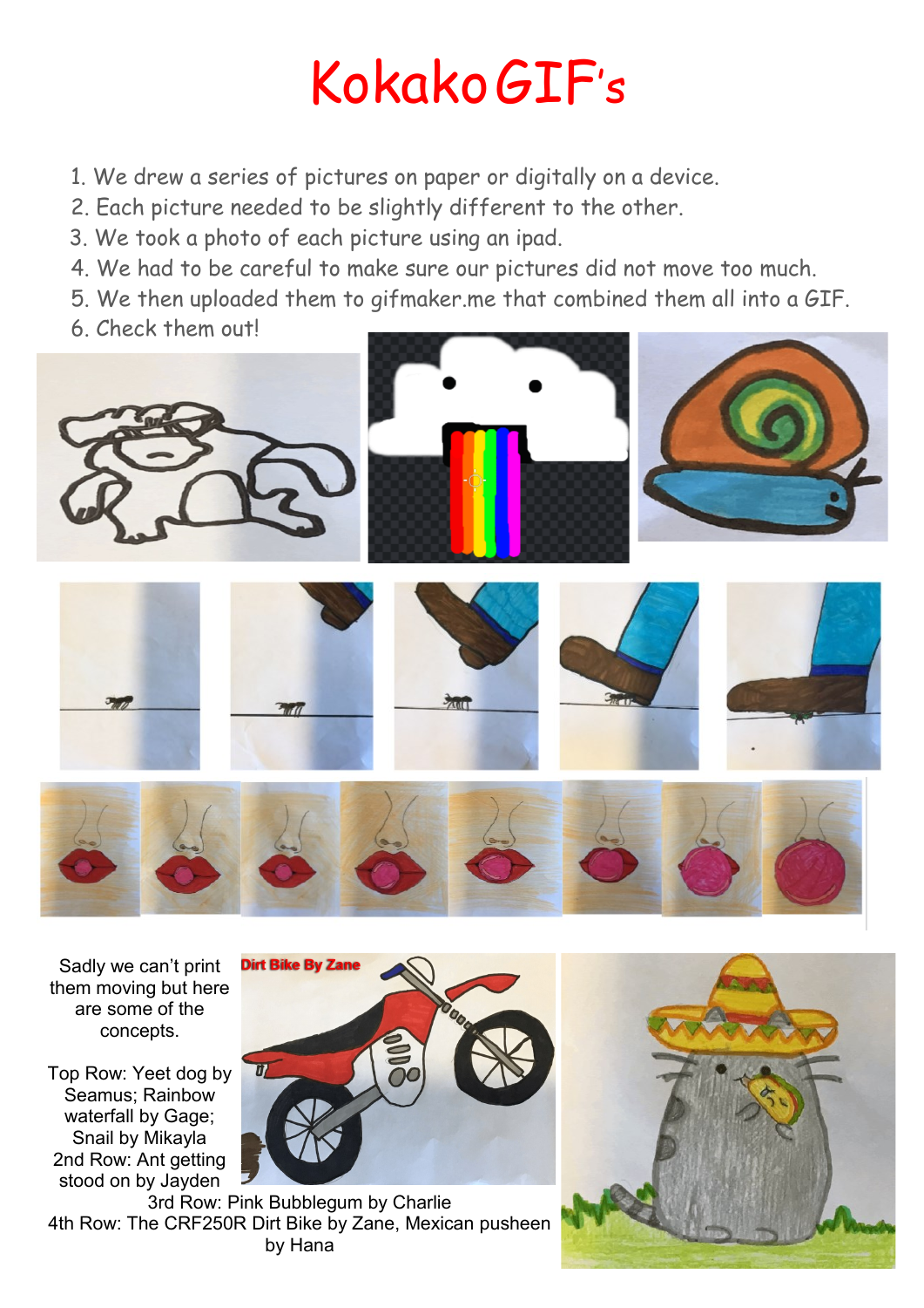# KokakoGIF's

1. We drew a series of pictures on paper or digitally on a device.
2. Each picture needed to be slightly different to the other.
3. We took a photo of each picture using an ipad.
4. We had to be careful to make sure our pictures did not move too much.
5. We then uploaded them to gifmaker.me that combined them all into a GIF.
6. Check them out!

Sadly we can't print them moving but here are some of the concepts.

Top Row: Yeet dog by Seamus; Rainbow waterfall by Gage; Snail by Mikayla
2nd Row: Ant getting stood on by Jayden
3rd Row: Pink Bubblegum by Charlie
4th Row: The CRF250R Dirt Bike by Zane, Mexican pusheen by Hana

Dirt Bike By Zane